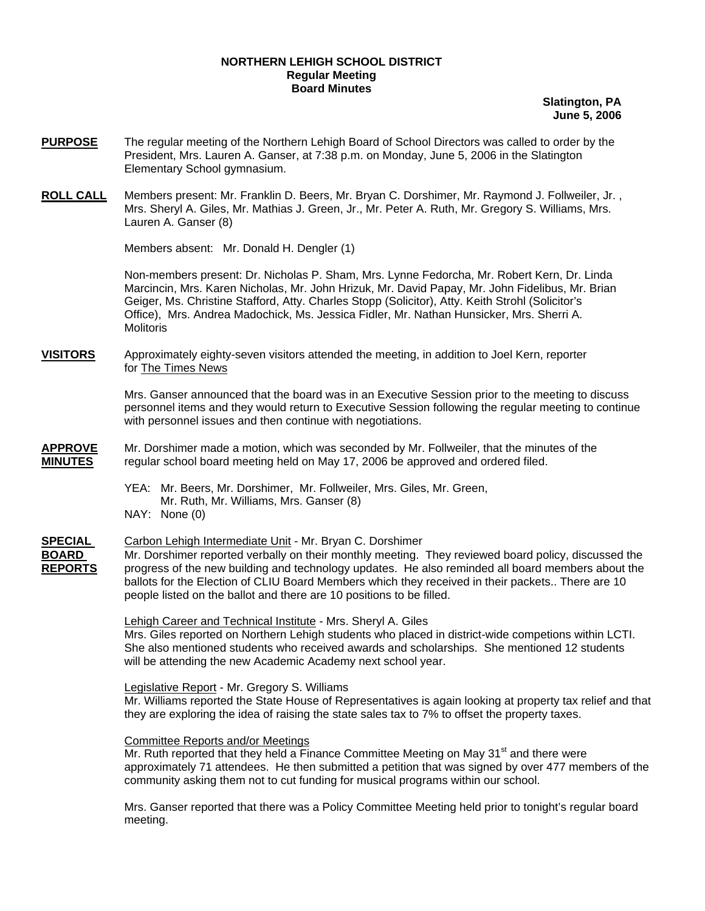**NORTHERN LEHIGH SCHOOL DISTRICT**
**Regular Meeting**
**Board Minutes**

**Slatington, PA**
**June 5, 2006**

**PURPOSE** The regular meeting of the Northern Lehigh Board of School Directors was called to order by the President, Mrs. Lauren A. Ganser, at 7:38 p.m. on Monday, June 5, 2006 in the Slatington Elementary School gymnasium.

**ROLL CALL** Members present: Mr. Franklin D. Beers, Mr. Bryan C. Dorshimer, Mr. Raymond J. Follweiler, Jr. , Mrs. Sheryl A. Giles, Mr. Mathias J. Green, Jr., Mr. Peter A. Ruth, Mr. Gregory S. Williams, Mrs. Lauren A. Ganser (8)

Members absent: Mr. Donald H. Dengler (1)

Non-members present: Dr. Nicholas P. Sham, Mrs. Lynne Fedorcha, Mr. Robert Kern, Dr. Linda Marcincin, Mrs. Karen Nicholas, Mr. John Hrizuk, Mr. David Papay, Mr. John Fidelibus, Mr. Brian Geiger, Ms. Christine Stafford, Atty. Charles Stopp (Solicitor), Atty. Keith Strohl (Solicitor's Office), Mrs. Andrea Madochick, Ms. Jessica Fidler, Mr. Nathan Hunsicker, Mrs. Sherri A. Molitoris

**VISITORS** Approximately eighty-seven visitors attended the meeting, in addition to Joel Kern, reporter for The Times News

Mrs. Ganser announced that the board was in an Executive Session prior to the meeting to discuss personnel items and they would return to Executive Session following the regular meeting to continue with personnel issues and then continue with negotiations.

**APPROVE MINUTES** Mr. Dorshimer made a motion, which was seconded by Mr. Follweiler, that the minutes of the regular school board meeting held on May 17, 2006 be approved and ordered filed.

YEA: Mr. Beers, Mr. Dorshimer, Mr. Follweiler, Mrs. Giles, Mr. Green, Mr. Ruth, Mr. Williams, Mrs. Ganser (8)
NAY: None (0)

**SPECIAL BOARD REPORTS** Carbon Lehigh Intermediate Unit - Mr. Bryan C. Dorshimer
Mr. Dorshimer reported verbally on their monthly meeting. They reviewed board policy, discussed the progress of the new building and technology updates. He also reminded all board members about the ballots for the Election of CLIU Board Members which they received in their packets.. There are 10 people listed on the ballot and there are 10 positions to be filled.

Lehigh Career and Technical Institute - Mrs. Sheryl A. Giles
Mrs. Giles reported on Northern Lehigh students who placed in district-wide competions within LCTI. She also mentioned students who received awards and scholarships. She mentioned 12 students will be attending the new Academic Academy next school year.

Legislative Report - Mr. Gregory S. Williams
Mr. Williams reported the State House of Representatives is again looking at property tax relief and that they are exploring the idea of raising the state sales tax to 7% to offset the property taxes.

Committee Reports and/or Meetings
Mr. Ruth reported that they held a Finance Committee Meeting on May 31st and there were approximately 71 attendees. He then submitted a petition that was signed by over 477 members of the community asking them not to cut funding for musical programs within our school.

Mrs. Ganser reported that there was a Policy Committee Meeting held prior to tonight's regular board meeting.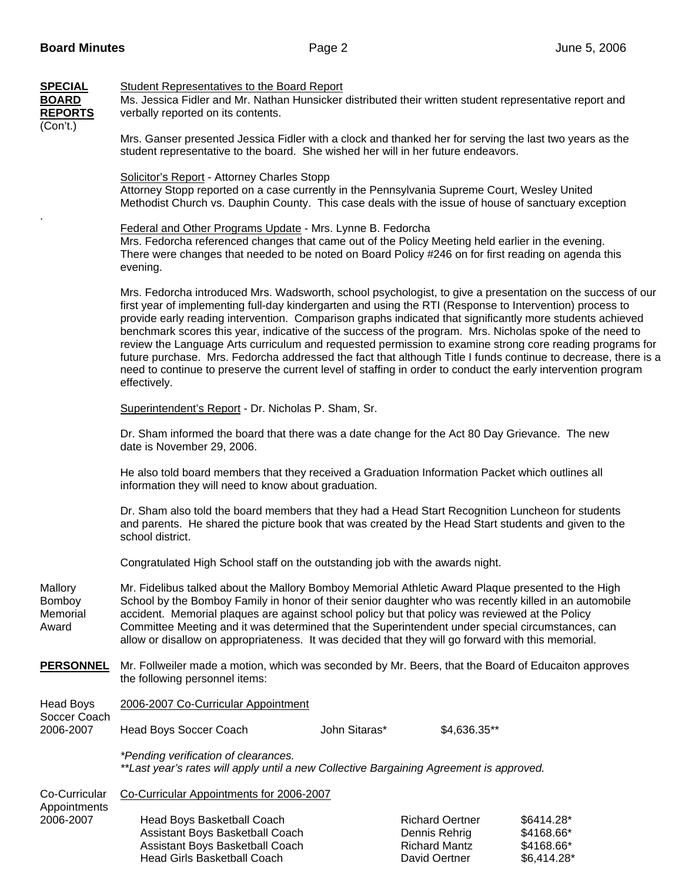**SPECIAL BOARD REPORTS** (Con't.)

Student Representatives to the Board Report

Ms. Jessica Fidler and Mr. Nathan Hunsicker distributed their written student representative report and verbally reported on its contents.

Mrs. Ganser presented Jessica Fidler with a clock and thanked her for serving the last two years as the student representative to the board. She wished her will in her future endeavors.

Solicitor's Report - Attorney Charles Stopp

Attorney Stopp reported on a case currently in the Pennsylvania Supreme Court, Wesley United Methodist Church vs. Dauphin County. This case deals with the issue of house of sanctuary exception

.

Federal and Other Programs Update - Mrs. Lynne B. Fedorcha

Mrs. Fedorcha referenced changes that came out of the Policy Meeting held earlier in the evening. There were changes that needed to be noted on Board Policy #246 on for first reading on agenda this evening.

Mrs. Fedorcha introduced Mrs. Wadsworth, school psychologist, to give a presentation on the success of our first year of implementing full-day kindergarten and using the RTI (Response to Intervention) process to provide early reading intervention. Comparison graphs indicated that significantly more students achieved benchmark scores this year, indicative of the success of the program. Mrs. Nicholas spoke of the need to review the Language Arts curriculum and requested permission to examine strong core reading programs for future purchase. Mrs. Fedorcha addressed the fact that although Title I funds continue to decrease, there is a need to continue to preserve the current level of staffing in order to conduct the early intervention program effectively.

Superintendent's Report - Dr. Nicholas P. Sham, Sr.

Dr. Sham informed the board that there was a date change for the Act 80 Day Grievance. The new date is November 29, 2006.

He also told board members that they received a Graduation Information Packet which outlines all information they will need to know about graduation.

Dr. Sham also told the board members that they had a Head Start Recognition Luncheon for students and parents. He shared the picture book that was created by the Head Start students and given to the school district.

Congratulated High School staff on the outstanding job with the awards night.

Mallory Bomboy Memorial Award

Mr. Fidelibus talked about the Mallory Bomboy Memorial Athletic Award Plaque presented to the High School by the Bomboy Family in honor of their senior daughter who was recently killed in an automobile accident. Memorial plaques are against school policy but that policy was reviewed at the Policy Committee Meeting and it was determined that the Superintendent under special circumstances, can allow or disallow on appropriateness. It was decided that they will go forward with this memorial.

**PERSONNEL**

Mr. Follweiler made a motion, which was seconded by Mr. Beers, that the Board of Educaiton approves the following personnel items:

Head Boys Soccer Coach 2006-2007

2006-2007 Co-Curricular Appointment

| Head Boys Soccer Coach | John Sitaras* | $4,636.35** |
|---|---|---|

*\*Pending verification of clearances.*
*\*\*Last year's rates will apply until a new Collective Bargaining Agreement is approved.*

Co-Curricular Appointments 2006-2007

Co-Curricular Appointments for 2006-2007

| Head Boys Basketball Coach | Richard Oertner | $6414.28* |
|---|---|---|
| Assistant Boys Basketball Coach | Dennis Rehrig | $4168.66* |
| Assistant Boys Basketball Coach | Richard Mantz | $4168.66* |
| Head Girls Basketball Coach | David Oertner | $6,414.28* |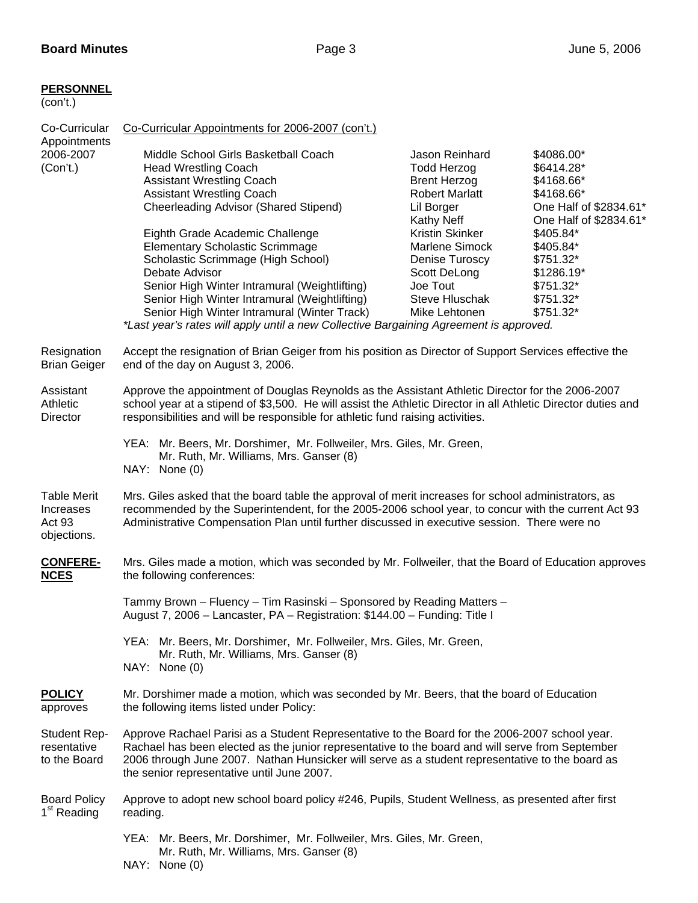**PERSONNEL**
(con't.)

**Co-Curricular Appointments 2006-2007 (Con't.)**

Co-Curricular Appointments for 2006-2007 (con't.)

| Position | Name | Stipend |
|---|---|---|
| Middle School Girls Basketball Coach | Jason Reinhard | $4086.00* |
| Head Wrestling Coach | Todd Herzog | $6414.28* |
| Assistant Wrestling Coach | Brent Herzog | $4168.66* |
| Assistant Wrestling Coach | Robert Marlatt | $4168.66* |
| Cheerleading Advisor (Shared Stipend) | Lil Borger | One Half of $2834.61* |
| | Kathy Neff | One Half of $2834.61* |
| Eighth Grade Academic Challenge | Kristin Skinker | $405.84* |
| Elementary Scholastic Scrimmage | Marlene Simock | $405.84* |
| Scholastic Scrimmage (High School) | Denise Turoscy | $751.32* |
| Debate Advisor | Scott DeLong | $1286.19* |
| Senior High Winter Intramural (Weightlifting) | Joe Tout | $751.32* |
| Senior High Winter Intramural (Weightlifting) | Steve Hluschak | $751.32* |
| Senior High Winter Intramural (Winter Track) | Mike Lehtonen | $751.32* |

*\*Last year's rates will apply until a new Collective Bargaining Agreement is approved.*

**Resignation Brian Geiger**

Accept the resignation of Brian Geiger from his position as Director of Support Services effective the end of the day on August 3, 2006.

**Assistant Athletic Director**

Approve the appointment of Douglas Reynolds as the Assistant Athletic Director for the 2006-2007 school year at a stipend of $3,500. He will assist the Athletic Director in all Athletic Director duties and responsibilities and will be responsible for athletic fund raising activities.

YEA: Mr. Beers, Mr. Dorshimer, Mr. Follweiler, Mrs. Giles, Mr. Green, Mr. Ruth, Mr. Williams, Mrs. Ganser (8)
NAY: None (0)

**Table Merit Increases Act 93 objections.**

Mrs. Giles asked that the board table the approval of merit increases for school administrators, as recommended by the Superintendent, for the 2005-2006 school year, to concur with the current Act 93 Administrative Compensation Plan until further discussed in executive session. There were no

**CONFERENCES**

Mrs. Giles made a motion, which was seconded by Mr. Follweiler, that the Board of Education approves the following conferences:

Tammy Brown – Fluency – Tim Rasinski – Sponsored by Reading Matters – August 7, 2006 – Lancaster, PA – Registration: $144.00 – Funding: Title I

YEA: Mr. Beers, Mr. Dorshimer, Mr. Follweiler, Mrs. Giles, Mr. Green, Mr. Ruth, Mr. Williams, Mrs. Ganser (8)
NAY: None (0)

**POLICY** approves

Mr. Dorshimer made a motion, which was seconded by Mr. Beers, that the board of Education approves the following items listed under Policy:

**Student Representative to the Board**

Approve Rachael Parisi as a Student Representative to the Board for the 2006-2007 school year. Rachael has been elected as the junior representative to the board and will serve from September 2006 through June 2007. Nathan Hunsicker will serve as a student representative to the board as the senior representative until June 2007.

**Board Policy 1st Reading**

Approve to adopt new school board policy #246, Pupils, Student Wellness, as presented after first reading.

YEA: Mr. Beers, Mr. Dorshimer, Mr. Follweiler, Mrs. Giles, Mr. Green, Mr. Ruth, Mr. Williams, Mrs. Ganser (8)
NAY: None (0)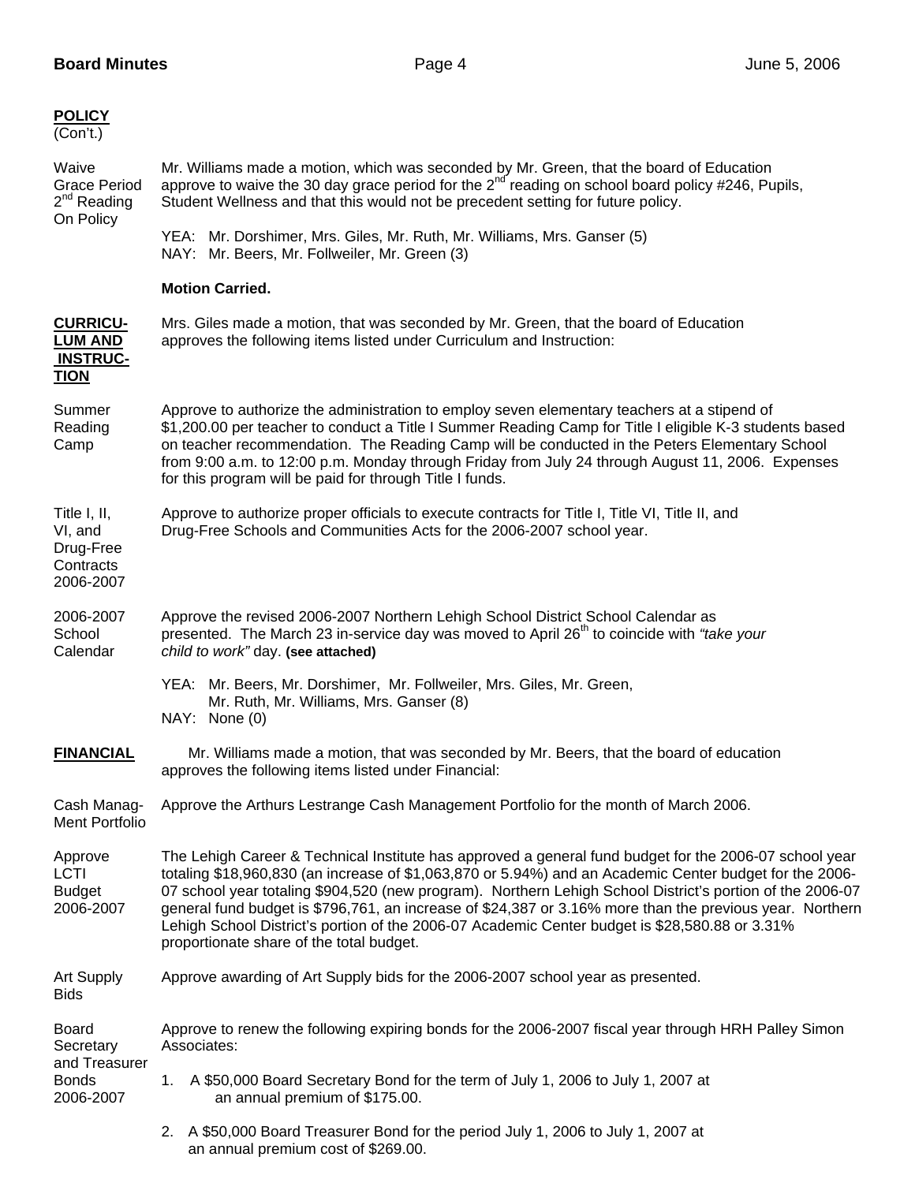**POLICY**
(Con't.)

**Waive Grace Period 2nd Reading On Policy**

Mr. Williams made a motion, which was seconded by Mr. Green, that the board of Education approve to waive the 30 day grace period for the 2nd reading on school board policy #246, Pupils, Student Wellness and that this would not be precedent setting for future policy.

YEA: Mr. Dorshimer, Mrs. Giles, Mr. Ruth, Mr. Williams, Mrs. Ganser (5)
NAY: Mr. Beers, Mr. Follweiler, Mr. Green (3)

**Motion Carried.**

**CURRICULUM AND INSTRUCTION**

Mrs. Giles made a motion, that was seconded by Mr. Green, that the board of Education approves the following items listed under Curriculum and Instruction:

**Summer Reading Camp**

Approve to authorize the administration to employ seven elementary teachers at a stipend of $1,200.00 per teacher to conduct a Title I Summer Reading Camp for Title I eligible K-3 students based on teacher recommendation. The Reading Camp will be conducted in the Peters Elementary School from 9:00 a.m. to 12:00 p.m. Monday through Friday from July 24 through August 11, 2006. Expenses for this program will be paid for through Title I funds.

**Title I, II, VI, and Drug-Free Contracts 2006-2007**

Approve to authorize proper officials to execute contracts for Title I, Title VI, Title II, and Drug-Free Schools and Communities Acts for the 2006-2007 school year.

**2006-2007 School Calendar**

Approve the revised 2006-2007 Northern Lehigh School District School Calendar as presented. The March 23 in-service day was moved to April 26th to coincide with *"take your child to work"* day. **(see attached)**

YEA: Mr. Beers, Mr. Dorshimer, Mr. Follweiler, Mrs. Giles, Mr. Green, Mr. Ruth, Mr. Williams, Mrs. Ganser (8)
NAY: None (0)

**FINANCIAL**

Mr. Williams made a motion, that was seconded by Mr. Beers, that the board of education approves the following items listed under Financial:

**Cash Management Portfolio**

Approve the Arthurs Lestrange Cash Management Portfolio for the month of March 2006.

**Approve LCTI Budget 2006-2007**

The Lehigh Career & Technical Institute has approved a general fund budget for the 2006-07 school year totaling $18,960,830 (an increase of $1,063,870 or 5.94%) and an Academic Center budget for the 2006-07 school year totaling $904,520 (new program). Northern Lehigh School District's portion of the 2006-07 general fund budget is $796,761, an increase of $24,387 or 3.16% more than the previous year. Northern Lehigh School District's portion of the 2006-07 Academic Center budget is $28,580.88 or 3.31% proportionate share of the total budget.

**Art Supply Bids**

Approve awarding of Art Supply bids for the 2006-2007 school year as presented.

**Board Secretary and Treasurer Bonds 2006-2007**

Approve to renew the following expiring bonds for the 2006-2007 fiscal year through HRH Palley Simon Associates:

1. A $50,000 Board Secretary Bond for the term of July 1, 2006 to July 1, 2007 at an annual premium of $175.00.
2. A $50,000 Board Treasurer Bond for the period July 1, 2006 to July 1, 2007 at an annual premium cost of $269.00.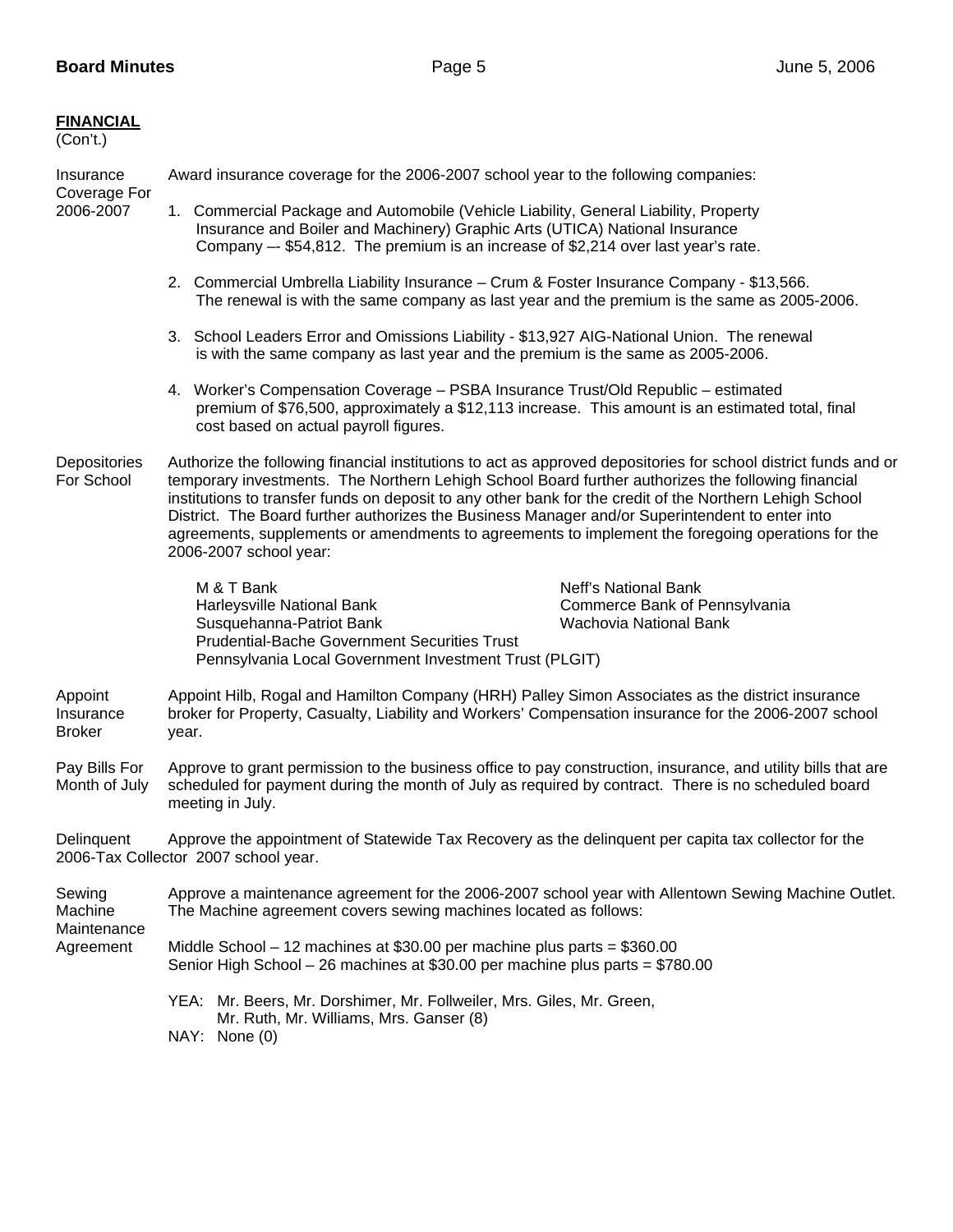**FINANCIAL**
(Con't.)

**Insurance Coverage For 2006-2007**

Award insurance coverage for the 2006-2007 school year to the following companies:

1. Commercial Package and Automobile (Vehicle Liability, General Liability, Property Insurance and Boiler and Machinery) Graphic Arts (UTICA) National Insurance Company –- $54,812. The premium is an increase of $2,214 over last year's rate.

2. Commercial Umbrella Liability Insurance – Crum & Foster Insurance Company - $13,566. The renewal is with the same company as last year and the premium is the same as 2005-2006.

3. School Leaders Error and Omissions Liability - $13,927 AIG-National Union. The renewal is with the same company as last year and the premium is the same as 2005-2006.

4. Worker's Compensation Coverage – PSBA Insurance Trust/Old Republic – estimated premium of $76,500, approximately a $12,113 increase. This amount is an estimated total, final cost based on actual payroll figures.

**Depositories For School**

Authorize the following financial institutions to act as approved depositories for school district funds and or temporary investments. The Northern Lehigh School Board further authorizes the following financial institutions to transfer funds on deposit to any other bank for the credit of the Northern Lehigh School District. The Board further authorizes the Business Manager and/or Superintendent to enter into agreements, supplements or amendments to agreements to implement the foregoing operations for the 2006-2007 school year:

M & T Bank
Harleysville National Bank
Susquehanna-Patriot Bank
Neff's National Bank
Commerce Bank of Pennsylvania
Wachovia National Bank
Prudential-Bache Government Securities Trust
Pennsylvania Local Government Investment Trust (PLGIT)

**Appoint Insurance Broker**

Appoint Hilb, Rogal and Hamilton Company (HRH) Palley Simon Associates as the district insurance broker for Property, Casualty, Liability and Workers' Compensation insurance for the 2006-2007 school year.

**Pay Bills For Month of July**

Approve to grant permission to the business office to pay construction, insurance, and utility bills that are scheduled for payment during the month of July as required by contract. There is no scheduled board meeting in July.

**Delinquent Tax Collector**

Approve the appointment of Statewide Tax Recovery as the delinquent per capita tax collector for the 2006-2007 school year.

**Sewing Machine Maintenance Agreement**

Approve a maintenance agreement for the 2006-2007 school year with Allentown Sewing Machine Outlet. The Machine agreement covers sewing machines located as follows:

Middle School – 12 machines at $30.00 per machine plus parts = $360.00
Senior High School – 26 machines at $30.00 per machine plus parts = $780.00

YEA: Mr. Beers, Mr. Dorshimer, Mr. Follweiler, Mrs. Giles, Mr. Green, Mr. Ruth, Mr. Williams, Mrs. Ganser (8)
NAY: None (0)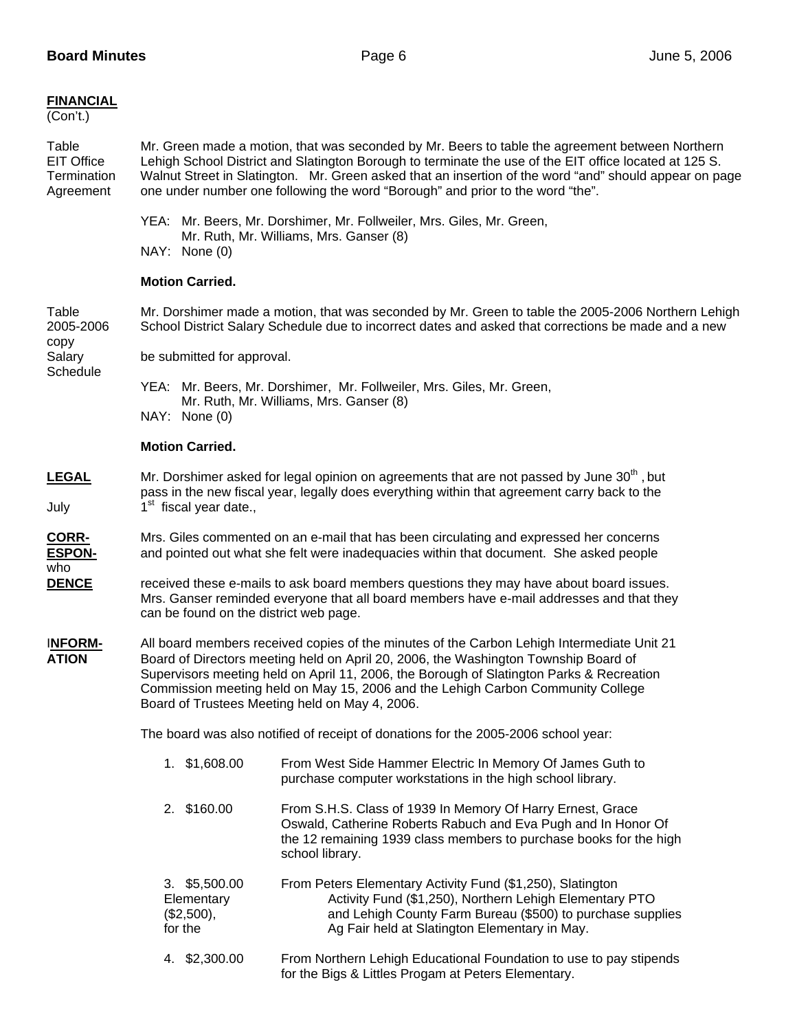**FINANCIAL**
(Con't.)

**Table EIT Office Termination Agreement**

Mr. Green made a motion, that was seconded by Mr. Beers to table the agreement between Northern Lehigh School District and Slatington Borough to terminate the use of the EIT office located at 125 S. Walnut Street in Slatington. Mr. Green asked that an insertion of the word "and" should appear on page one under number one following the word "Borough" and prior to the word "the".

YEA: Mr. Beers, Mr. Dorshimer, Mr. Follweiler, Mrs. Giles, Mr. Green, Mr. Ruth, Mr. Williams, Mrs. Ganser (8)
NAY: None (0)

**Motion Carried.**

**Table 2005-2006 Salary Schedule**

Mr. Dorshimer made a motion, that was seconded by Mr. Green to table the 2005-2006 Northern Lehigh School District Salary Schedule due to incorrect dates and asked that corrections be made and a new copy be submitted for approval.

YEA: Mr. Beers, Mr. Dorshimer, Mr. Follweiler, Mrs. Giles, Mr. Green, Mr. Ruth, Mr. Williams, Mrs. Ganser (8)
NAY: None (0)

**Motion Carried.**

**LEGAL**

Mr. Dorshimer asked for legal opinion on agreements that are not passed by June 30th, but pass in the new fiscal year, legally does everything within that agreement carry back to the July 1st fiscal year date.,

**CORRESPONDENCE**

Mrs. Giles commented on an e-mail that has been circulating and expressed her concerns and pointed out what she felt were inadequacies within that document. She asked people who received these e-mails to ask board members questions they may have about board issues. Mrs. Ganser reminded everyone that all board members have e-mail addresses and that they can be found on the district web page.

**INFORMATION**

All board members received copies of the minutes of the Carbon Lehigh Intermediate Unit 21 Board of Directors meeting held on April 20, 2006, the Washington Township Board of Supervisors meeting held on April 11, 2006, the Borough of Slatington Parks & Recreation Commission meeting held on May 15, 2006 and the Lehigh Carbon Community College Board of Trustees Meeting held on May 4, 2006.

The board was also notified of receipt of donations for the 2005-2006 school year:

1. $1,608.00 — From West Side Hammer Electric In Memory Of James Guth to purchase computer workstations in the high school library.

2. $160.00 — From S.H.S. Class of 1939 In Memory Of Harry Ernest, Grace Oswald, Catherine Roberts Rabuch and Eva Pugh and In Honor Of the 12 remaining 1939 class members to purchase books for the high school library.

3. $5,500.00 — From Peters Elementary Activity Fund ($1,250), Slatington Elementary Activity Fund ($1,250), Northern Lehigh Elementary PTO ($2,500), and Lehigh County Farm Bureau ($500) to purchase supplies for the Ag Fair held at Slatington Elementary in May.

4. $2,300.00 — From Northern Lehigh Educational Foundation to use to pay stipends for the Bigs & Littles Progam at Peters Elementary.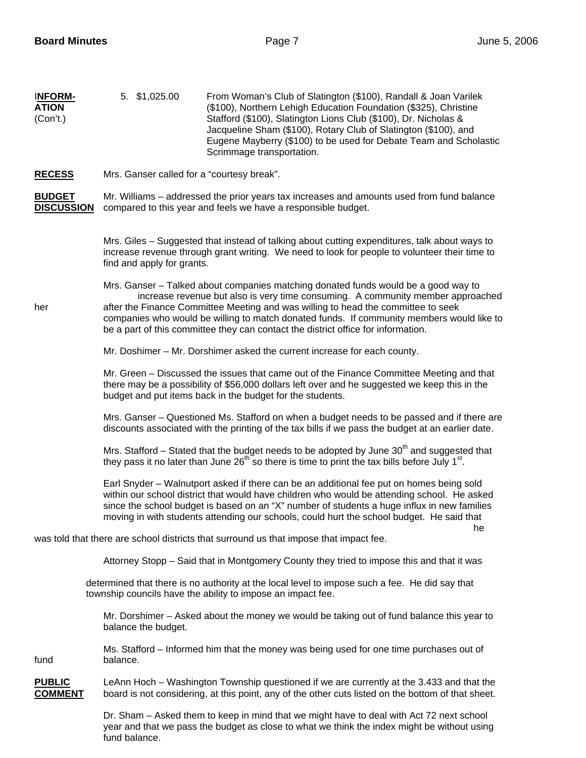**INFORMATION** (Con't.)

5. $1,025.00 From Woman's Club of Slatington ($100), Randall & Joan Varilek ($100), Northern Lehigh Education Foundation ($325), Christine Stafford ($100), Slatington Lions Club ($100), Dr. Nicholas & Jacqueline Sham ($100), Rotary Club of Slatington ($100), and Eugene Mayberry ($100) to be used for Debate Team and Scholastic Scrimmage transportation.

**RECESS**

Mrs. Ganser called for a "courtesy break".

**BUDGET DISCUSSION**

Mr. Williams – addressed the prior years tax increases and amounts used from fund balance compared to this year and feels we have a responsible budget.

Mrs. Giles – Suggested that instead of talking about cutting expenditures, talk about ways to increase revenue through grant writing. We need to look for people to volunteer their time to find and apply for grants.

Mrs. Ganser – Talked about companies matching donated funds would be a good way to increase revenue but also is very time consuming. A community member approached her after the Finance Committee Meeting and was willing to head the committee to seek companies who would be willing to match donated funds. If community members would like to be a part of this committee they can contact the district office for information.

Mr. Doshimer – Mr. Dorshimer asked the current increase for each county.

Mr. Green – Discussed the issues that came out of the Finance Committee Meeting and that there may be a possibility of $56,000 dollars left over and he suggested we keep this in the budget and put items back in the budget for the students.

Mrs. Ganser – Questioned Ms. Stafford on when a budget needs to be passed and if there are discounts associated with the printing of the tax bills if we pass the budget at an earlier date.

Mrs. Stafford – Stated that the budget needs to be adopted by June 30th and suggested that they pass it no later than June 26th so there is time to print the tax bills before July 1st.

Earl Snyder – Walnutport asked if there can be an additional fee put on homes being sold within our school district that would have children who would be attending school. He asked since the school budget is based on an "X" number of students a huge influx in new families moving in with students attending our schools, could hurt the school budget. He said that he was told that there are school districts that surround us that impose that impact fee.

Attorney Stopp – Said that in Montgomery County they tried to impose this and that it was determined that there is no authority at the local level to impose such a fee. He did say that township councils have the ability to impose an impact fee.

Mr. Dorshimer – Asked about the money we would be taking out of fund balance this year to balance the budget.

Ms. Stafford – Informed him that the money was being used for one time purchases out of fund balance.

**PUBLIC COMMENT**

LeAnn Hoch – Washington Township questioned if we are currently at the 3.433 and that the board is not considering, at this point, any of the other cuts listed on the bottom of that sheet.

Dr. Sham – Asked them to keep in mind that we might have to deal with Act 72 next school year and that we pass the budget as close to what we think the index might be without using fund balance.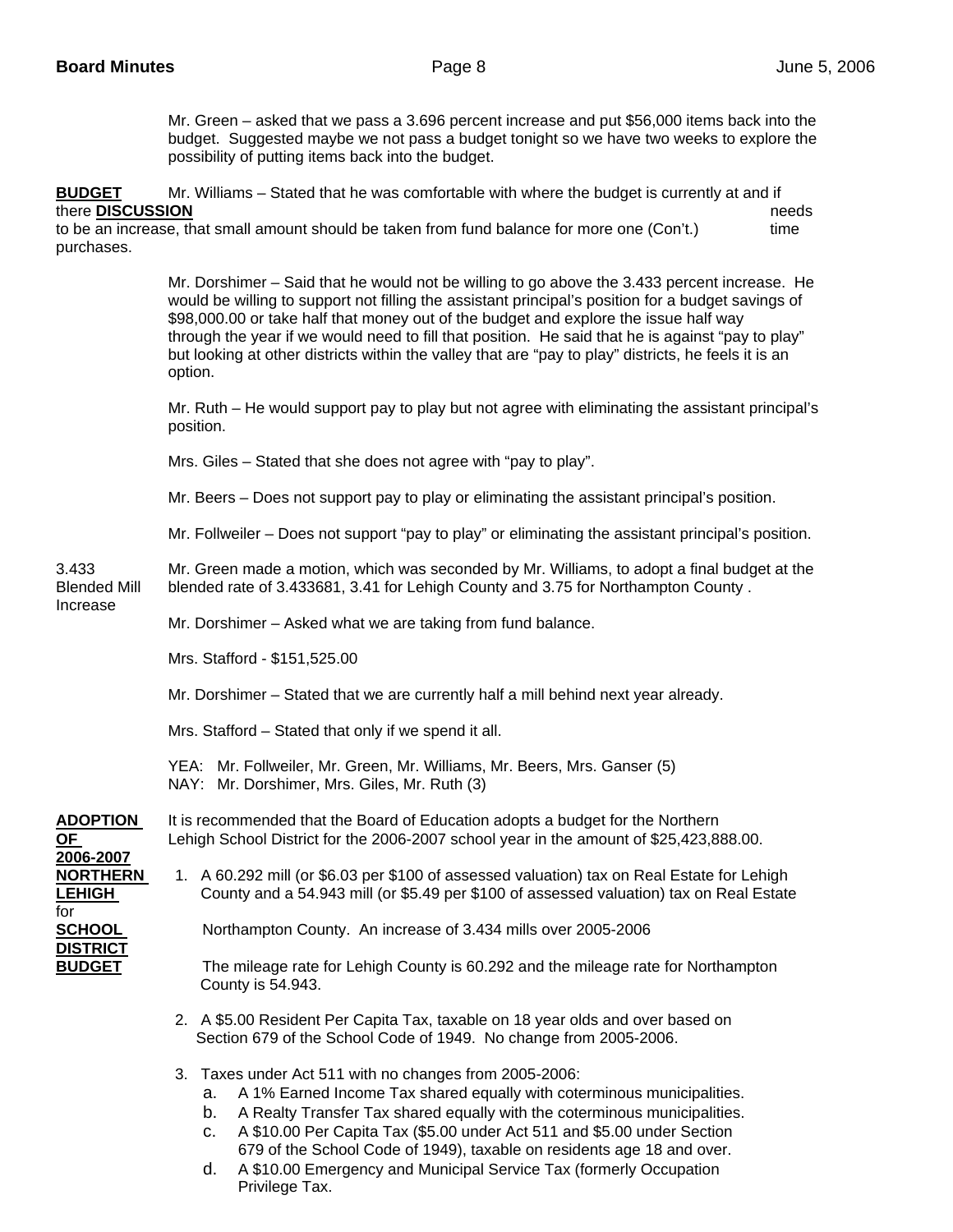Mr. Green – asked that we pass a 3.696 percent increase and put $56,000 items back into the budget. Suggested maybe we not pass a budget tonight so we have two weeks to explore the possibility of putting items back into the budget.

**BUDGET DISCUSSION (Con't.)**

Mr. Williams – Stated that he was comfortable with where the budget is currently at and if there needs to be an increase, that small amount should be taken from fund balance for more one time purchases.

Mr. Dorshimer – Said that he would not be willing to go above the 3.433 percent increase. He would be willing to support not filling the assistant principal's position for a budget savings of $98,000.00 or take half that money out of the budget and explore the issue half way through the year if we would need to fill that position. He said that he is against "pay to play" but looking at other districts within the valley that are "pay to play" districts, he feels it is an option.

Mr. Ruth – He would support pay to play but not agree with eliminating the assistant principal's position.

Mrs. Giles – Stated that she does not agree with "pay to play".

Mr. Beers – Does not support pay to play or eliminating the assistant principal's position.

Mr. Follweiler – Does not support "pay to play" or eliminating the assistant principal's position.

3.433 Blended Mill Increase

Mr. Green made a motion, which was seconded by Mr. Williams, to adopt a final budget at the blended rate of 3.433681, 3.41 for Lehigh County and 3.75 for Northampton County .

Mr. Dorshimer – Asked what we are taking from fund balance.

Mrs. Stafford - $151,525.00

Mr. Dorshimer – Stated that we are currently half a mill behind next year already.

Mrs. Stafford – Stated that only if we spend it all.

YEA: Mr. Follweiler, Mr. Green, Mr. Williams, Mr. Beers, Mrs. Ganser (5)
NAY: Mr. Dorshimer, Mrs. Giles, Mr. Ruth (3)

**ADOPTION OF 2006-2007 NORTHERN LEHIGH for SCHOOL DISTRICT BUDGET**

It is recommended that the Board of Education adopts a budget for the Northern Lehigh School District for the 2006-2007 school year in the amount of $25,423,888.00.

1. A 60.292 mill (or $6.03 per $100 of assessed valuation) tax on Real Estate for Lehigh County and a 54.943 mill (or $5.49 per $100 of assessed valuation) tax on Real Estate

   Northampton County. An increase of 3.434 mills over 2005-2006

   The mileage rate for Lehigh County is 60.292 and the mileage rate for Northampton County is 54.943.

2. A $5.00 Resident Per Capita Tax, taxable on 18 year olds and over based on Section 679 of the School Code of 1949. No change from 2005-2006.

3. Taxes under Act 511 with no changes from 2005-2006:
   a. A 1% Earned Income Tax shared equally with coterminous municipalities.
   b. A Realty Transfer Tax shared equally with the coterminous municipalities.
   c. A $10.00 Per Capita Tax ($5.00 under Act 511 and $5.00 under Section 679 of the School Code of 1949), taxable on residents age 18 and over.
   d. A $10.00 Emergency and Municipal Service Tax (formerly Occupation Privilege Tax.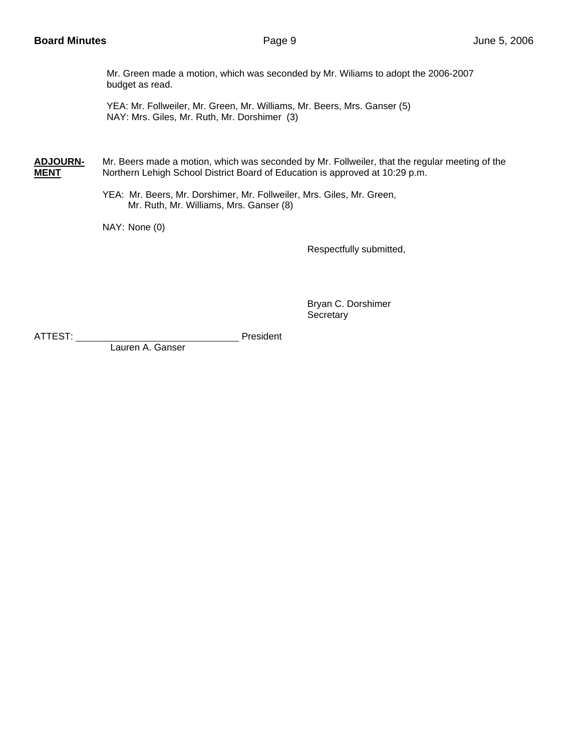Mr. Green made a motion, which was seconded by Mr. Wiliams to adopt the 2006-2007 budget as read.

YEA: Mr. Follweiler, Mr. Green, Mr. Williams, Mr. Beers, Mrs. Ganser (5)
NAY: Mrs. Giles, Mr. Ruth, Mr. Dorshimer (3)

**ADJOURN-MENT**

Mr. Beers made a motion, which was seconded by Mr. Follweiler, that the regular meeting of the Northern Lehigh School District Board of Education is approved at 10:29 p.m.

YEA: Mr. Beers, Mr. Dorshimer, Mr. Follweiler, Mrs. Giles, Mr. Green, Mr. Ruth, Mr. Williams, Mrs. Ganser (8)

NAY: None (0)

Respectfully submitted,

Bryan C. Dorshimer
Secretary

ATTEST: ______________________________ President
Lauren A. Ganser